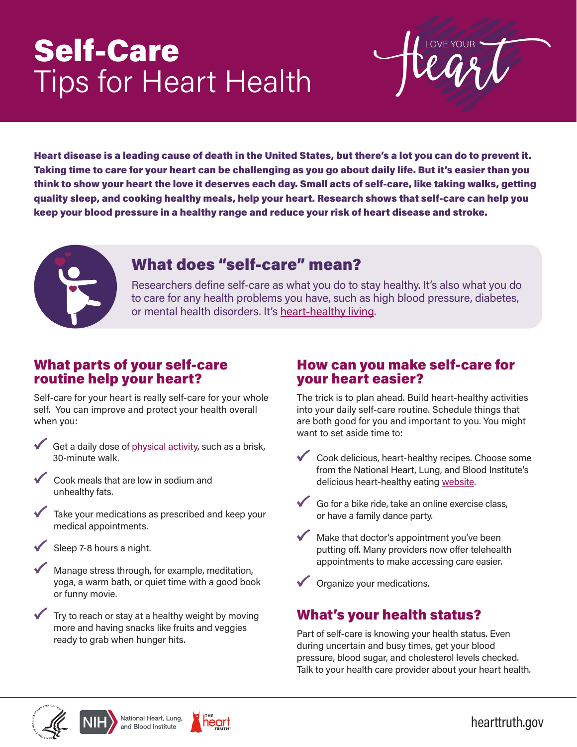# Self-Care Tips for Heart Health

LOVE YOUR Heart

**Heart disease is a leading cause of death in the United States, but there's a lot you can do to prevent it. Taking time to care for your heart can be challenging as you go about daily life. But it's easier than you think to show your heart the love it deserves each day. Small acts of self-care, like taking walks, getting quality sleep, and cooking healthy meals, help your heart. Research shows that self-care can help you keep your blood pressure in a healthy range and reduce your risk of heart disease and stroke.**

## What does "self-care" mean?

Researchers define self-care as what you do to stay healthy. It's also what you do to care for any health problems you have, such as high blood pressure, diabetes, or mental health disorders. It's heart-healthy living.

## What parts of your self-care routine help your heart?

Self-care for your heart is really self-care for your whole self. You can improve and protect your health overall when you:

- Get a daily dose of physical activity, such as a brisk, 30-minute walk.
- Cook meals that are low in sodium and unhealthy fats.
- Take your medications as prescribed and keep your medical appointments.
- Sleep 7-8 hours a night.
- Manage stress through, for example, meditation, yoga, a warm bath, or quiet time with a good book or funny movie.
- Try to reach or stay at a healthy weight by moving more and having snacks like fruits and veggies ready to grab when hunger hits.

## How can you make self-care for your heart easier?

The trick is to plan ahead. Build heart-healthy activities into your daily self-care routine. Schedule things that are both good for you and important to you. You might want to set aside time to:

- Cook delicious, heart-healthy recipes. Choose some from the National Heart, Lung, and Blood Institute's delicious heart-healthy eating website.
- Go for a bike ride, take an online exercise class, or have a family dance party.
- Make that doctor's appointment you've been putting off. Many providers now offer telehealth appointments to make accessing care easier.
- Organize your medications.

## What's your health status?

Part of self-care is knowing your health status. Even during uncertain and busy times, get your blood pressure, blood sugar, and cholesterol levels checked. Talk to your health care provider about your heart health.

NIH National Heart, Lung, and Blood Institute | The Heart Truth | hearttruth.gov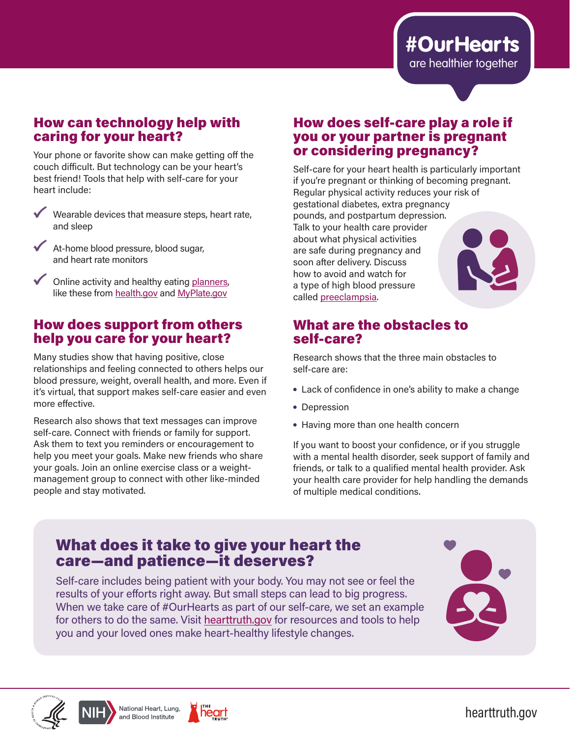#OurHearts
are healthier together

## How can technology help with caring for your heart?

Your phone or favorite show can make getting off the couch difficult. But technology can be your heart's best friend! Tools that help with self-care for your heart include:

- Wearable devices that measure steps, heart rate, and sleep
- At-home blood pressure, blood sugar, and heart rate monitors
- Online activity and healthy eating planners, like these from health.gov and MyPlate.gov

## How does support from others help you care for your heart?

Many studies show that having positive, close relationships and feeling connected to others helps our blood pressure, weight, overall health, and more. Even if it's virtual, that support makes self-care easier and even more effective.

Research also shows that text messages can improve self-care. Connect with friends or family for support. Ask them to text you reminders or encouragement to help you meet your goals. Make new friends who share your goals. Join an online exercise class or a weight-management group to connect with other like-minded people and stay motivated.

## How does self-care play a role if you or your partner is pregnant or considering pregnancy?

Self-care for your heart health is particularly important if you're pregnant or thinking of becoming pregnant. Regular physical activity reduces your risk of gestational diabetes, extra pregnancy pounds, and postpartum depression. Talk to your health care provider about what physical activities are safe during pregnancy and soon after delivery. Discuss how to avoid and watch for a type of high blood pressure called preeclampsia.

## What are the obstacles to self-care?

Research shows that the three main obstacles to self-care are:

- Lack of confidence in one's ability to make a change
- Depression
- Having more than one health concern

If you want to boost your confidence, or if you struggle with a mental health disorder, seek support of family and friends, or talk to a qualified mental health provider. Ask your health care provider for help handling the demands of multiple medical conditions.

## What does it take to give your heart the care—and patience—it deserves?

Self-care includes being patient with your body. You may not see or feel the results of your efforts right away. But small steps can lead to big progress. When we take care of #OurHearts as part of our self-care, we set an example for others to do the same. Visit hearttruth.gov for resources and tools to help you and your loved ones make heart-healthy lifestyle changes.

NIH National Heart, Lung, and Blood Institute | The Heart Truth

hearttruth.gov